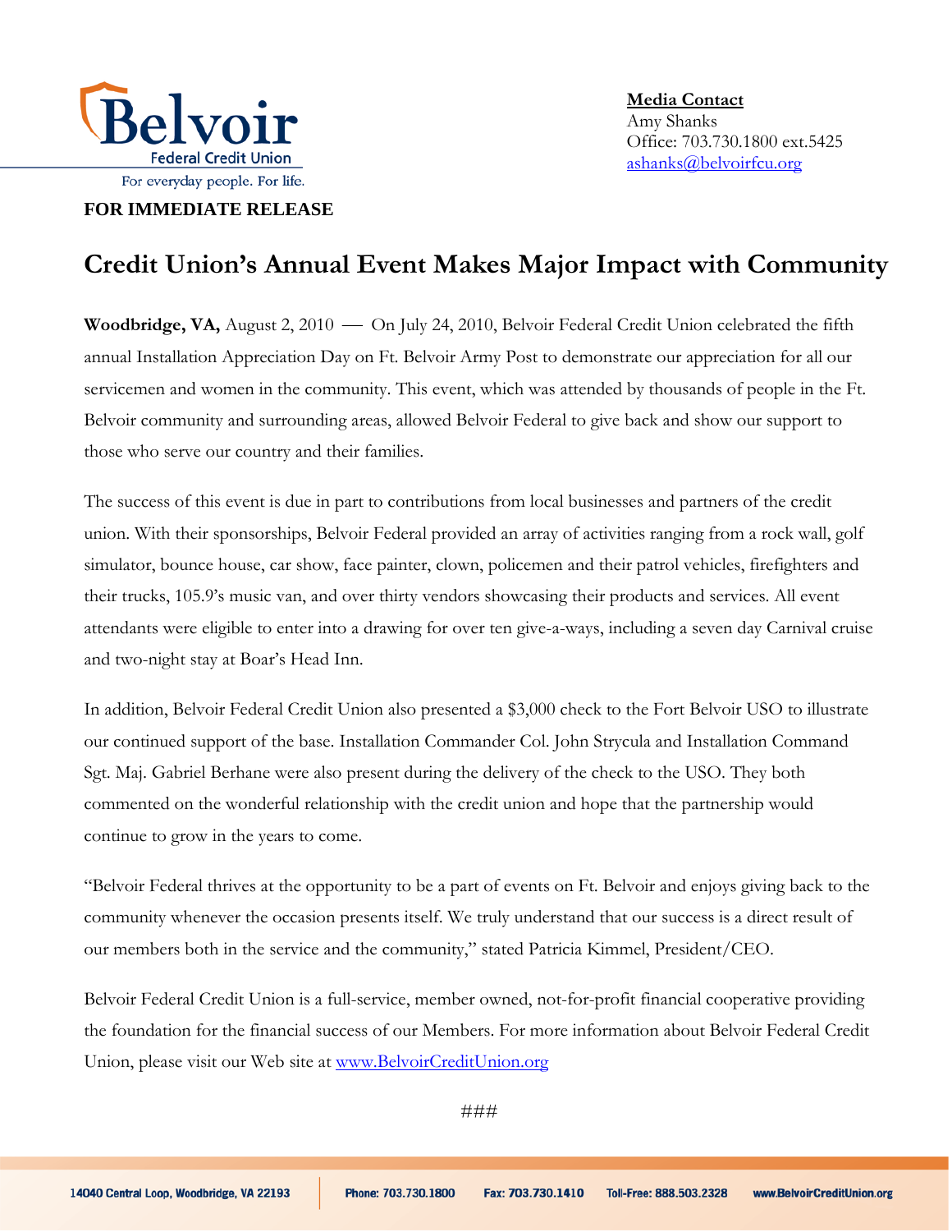Belvoir Federal Credit Union

For everyday people. For life.

**Media Contact**
Amy Shanks
Office: 703.730.1800 ext.5425
ashanks@belvoirfcu.org

**FOR IMMEDIATE RELEASE**

# Credit Union's Annual Event Makes Major Impact with Community

**Woodbridge, VA,** August 2, 2010 — On July 24, 2010, Belvoir Federal Credit Union celebrated the fifth annual Installation Appreciation Day on Ft. Belvoir Army Post to demonstrate our appreciation for all our servicemen and women in the community. This event, which was attended by thousands of people in the Ft. Belvoir community and surrounding areas, allowed Belvoir Federal to give back and show our support to those who serve our country and their families.

The success of this event is due in part to contributions from local businesses and partners of the credit union. With their sponsorships, Belvoir Federal provided an array of activities ranging from a rock wall, golf simulator, bounce house, car show, face painter, clown, policemen and their patrol vehicles, firefighters and their trucks, 105.9's music van, and over thirty vendors showcasing their products and services. All event attendants were eligible to enter into a drawing for over ten give-a-ways, including a seven day Carnival cruise and two-night stay at Boar's Head Inn.

In addition, Belvoir Federal Credit Union also presented a $3,000 check to the Fort Belvoir USO to illustrate our continued support of the base. Installation Commander Col. John Strycula and Installation Command Sgt. Maj. Gabriel Berhane were also present during the delivery of the check to the USO. They both commented on the wonderful relationship with the credit union and hope that the partnership would continue to grow in the years to come.

"Belvoir Federal thrives at the opportunity to be a part of events on Ft. Belvoir and enjoys giving back to the community whenever the occasion presents itself. We truly understand that our success is a direct result of our members both in the service and the community," stated Patricia Kimmel, President/CEO.

Belvoir Federal Credit Union is a full-service, member owned, not-for-profit financial cooperative providing the foundation for the financial success of our Members. For more information about Belvoir Federal Credit Union, please visit our Web site at www.BelvoirCreditUnion.org

###

14040 Central Loop, Woodbridge, VA 22193 | Phone: 703.730.1800 Fax: 703.730.1410 Toll-Free: 888.503.2328 www.BelvoirCreditUnion.org